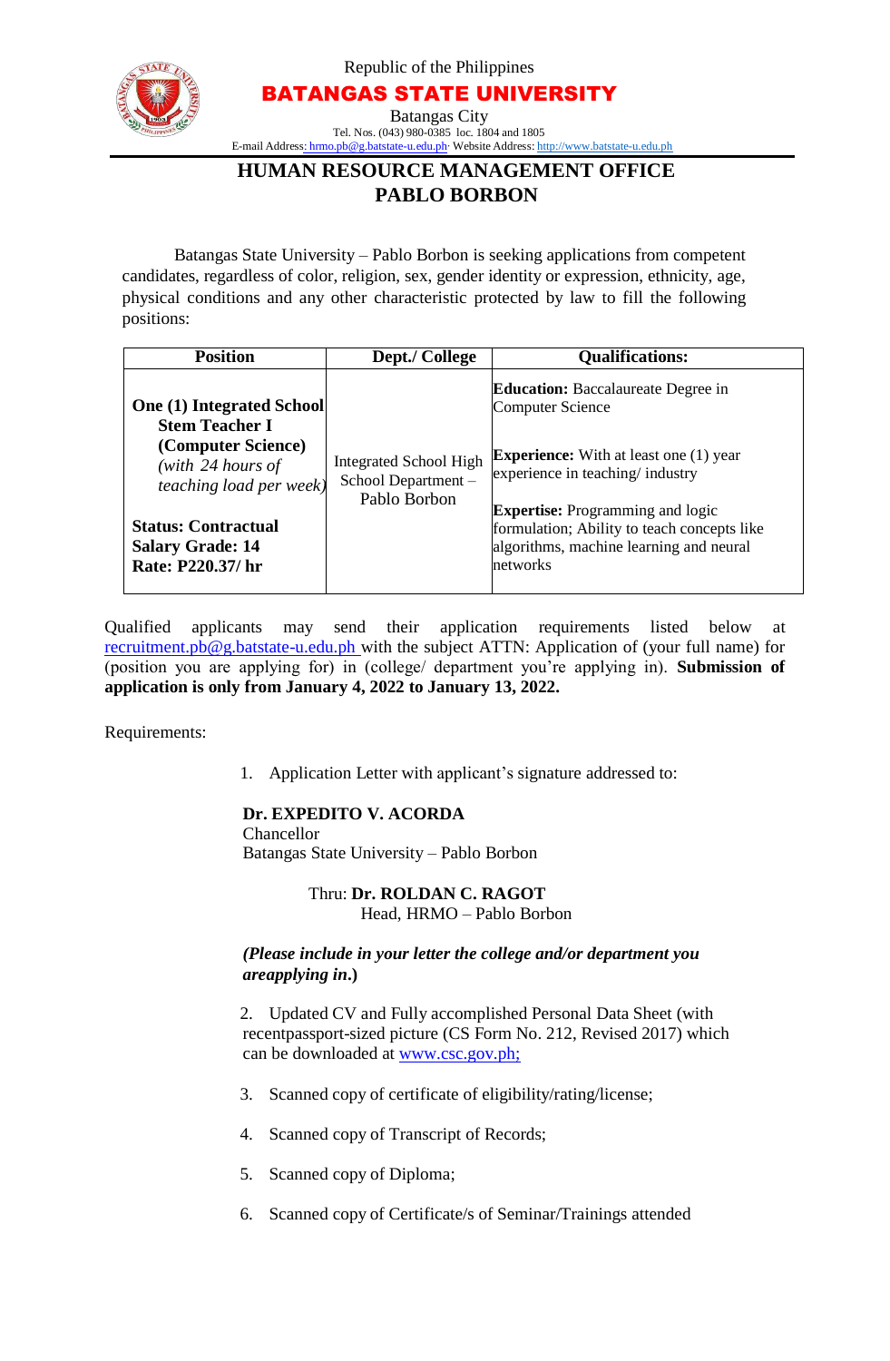Republic of the Philippines

**BATANGAS STATE UNIVERSITY**

Batangas City

Tel. Nos. (043) 980-0385 loc. 1804 and 1805

E-mail Address: hrmo.pb@g.batstate-u.edu.ph· Website Address: http://www.batstate-u.edu.ph

# HUMAN RESOURCE MANAGEMENT OFFICE
# PABLO BORBON

Batangas State University – Pablo Borbon is seeking applications from competent candidates, regardless of color, religion, sex, gender identity or expression, ethnicity, age, physical conditions and any other characteristic protected by law to fill the following positions:

| Position | Dept./ College | Qualifications: |
|---|---|---|
| **One (1) Integrated School Stem Teacher I (Computer Science)** *(with 24 hours of teaching load per week)*<br><br>**Status: Contractual**<br>**Salary Grade: 14**<br>**Rate: P220.37/ hr** | Integrated School High School Department – Pablo Borbon | **Education:** Baccalaureate Degree in Computer Science<br><br>**Experience:** With at least one (1) year experience in teaching/ industry<br><br>**Expertise:** Programming and logic formulation; Ability to teach concepts like algorithms, machine learning and neural networks |

Qualified applicants may send their application requirements listed below at recruitment.pb@g.batstate-u.edu.ph with the subject ATTN: Application of (your full name) for (position you are applying for) in (college/ department you're applying in). **Submission of application is only from January 4, 2022 to January 13, 2022.**

Requirements:

1. Application Letter with applicant's signature addressed to:

   **Dr. EXPEDITO V. ACORDA**
   Chancellor
   Batangas State University – Pablo Borbon

   Thru: **Dr. ROLDAN C. RAGOT**
   Head, HRMO – Pablo Borbon

   ***(Please include in your letter the college and/or department you areapplying in*.)**

2. Updated CV and Fully accomplished Personal Data Sheet (with recentpassport-sized picture (CS Form No. 212, Revised 2017) which can be downloaded at www.csc.gov.ph;

3. Scanned copy of certificate of eligibility/rating/license;

4. Scanned copy of Transcript of Records;

5. Scanned copy of Diploma;

6. Scanned copy of Certificate/s of Seminar/Trainings attended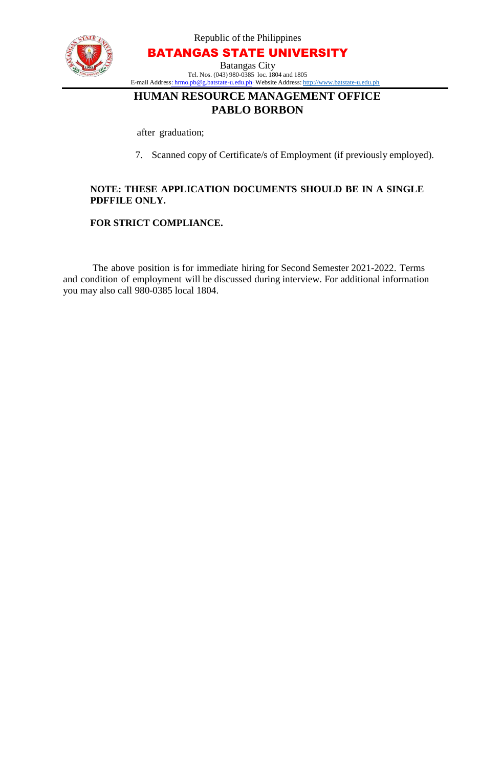Republic of the Philippines

**BATANGAS STATE UNIVERSITY**

Batangas City

Tel. Nos. (043) 980-0385 loc. 1804 and 1805

E-mail Address: hrmo.pb@g.batstate-u.edu.ph Website Address: http://www.batstate-u.edu.ph

## HUMAN RESOURCE MANAGEMENT OFFICE
## PABLO BORBON

after graduation;

7. Scanned copy of Certificate/s of Employment (if previously employed).

**NOTE: THESE APPLICATION DOCUMENTS SHOULD BE IN A SINGLE PDFFILE ONLY.**

**FOR STRICT COMPLIANCE.**

The above position is for immediate hiring for Second Semester 2021-2022. Terms and condition of employment will be discussed during interview. For additional information you may also call 980-0385 local 1804.